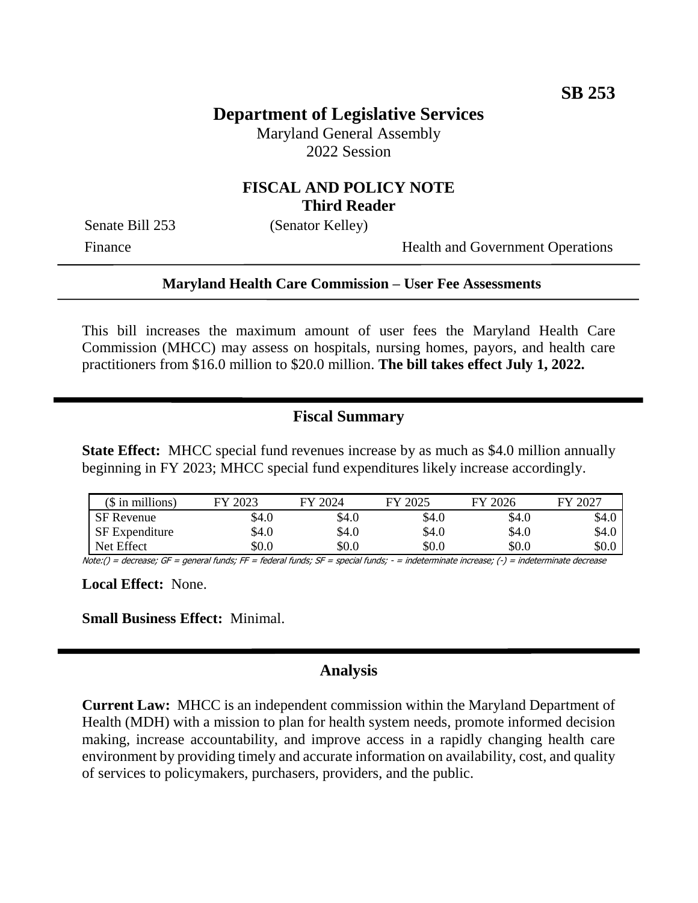**SB 253**

# Department of Legislative Services

Maryland General Assembly
2022 Session

## FISCAL AND POLICY NOTE
**Third Reader**

Senate Bill 253 (Senator Kelley)

Finance Health and Government Operations

---

**Maryland Health Care Commission – User Fee Assessments**

---

This bill increases the maximum amount of user fees the Maryland Health Care Commission (MHCC) may assess on hospitals, nursing homes, payors, and health care practitioners from \$16.0 million to \$20.0 million. **The bill takes effect July 1, 2022.**

## Fiscal Summary

**State Effect:** MHCC special fund revenues increase by as much as \$4.0 million annually beginning in FY 2023; MHCC special fund expenditures likely increase accordingly.

| (\$ in millions) | FY 2023 | FY 2024 | FY 2025 | FY 2026 | FY 2027 |
|---|---|---|---|---|---|
| SF Revenue | \$4.0 | \$4.0 | \$4.0 | \$4.0 | \$4.0 |
| SF Expenditure | \$4.0 | \$4.0 | \$4.0 | \$4.0 | \$4.0 |
| Net Effect | \$0.0 | \$0.0 | \$0.0 | \$0.0 | \$0.0 |

Note:() = decrease; GF = general funds; FF = federal funds; SF = special funds; - = indeterminate increase; (-) = indeterminate decrease

**Local Effect:** None.

**Small Business Effect:** Minimal.

## Analysis

**Current Law:** MHCC is an independent commission within the Maryland Department of Health (MDH) with a mission to plan for health system needs, promote informed decision making, increase accountability, and improve access in a rapidly changing health care environment by providing timely and accurate information on availability, cost, and quality of services to policymakers, purchasers, providers, and the public.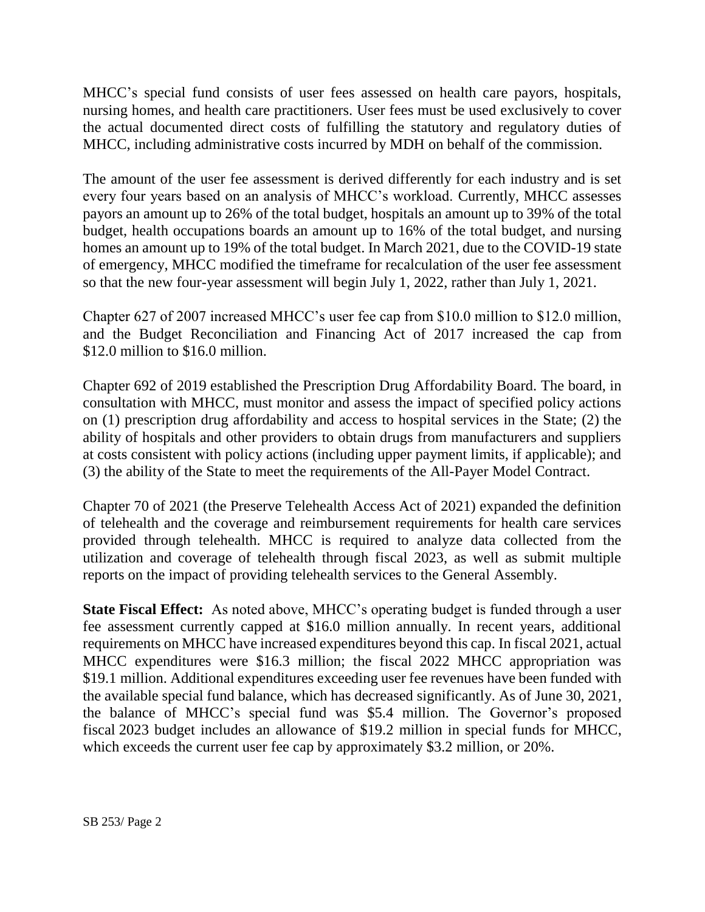MHCC's special fund consists of user fees assessed on health care payors, hospitals, nursing homes, and health care practitioners. User fees must be used exclusively to cover the actual documented direct costs of fulfilling the statutory and regulatory duties of MHCC, including administrative costs incurred by MDH on behalf of the commission.

The amount of the user fee assessment is derived differently for each industry and is set every four years based on an analysis of MHCC's workload. Currently, MHCC assesses payors an amount up to 26% of the total budget, hospitals an amount up to 39% of the total budget, health occupations boards an amount up to 16% of the total budget, and nursing homes an amount up to 19% of the total budget. In March 2021, due to the COVID-19 state of emergency, MHCC modified the timeframe for recalculation of the user fee assessment so that the new four-year assessment will begin July 1, 2022, rather than July 1, 2021.

Chapter 627 of 2007 increased MHCC's user fee cap from $10.0 million to $12.0 million, and the Budget Reconciliation and Financing Act of 2017 increased the cap from $12.0 million to $16.0 million.

Chapter 692 of 2019 established the Prescription Drug Affordability Board. The board, in consultation with MHCC, must monitor and assess the impact of specified policy actions on (1) prescription drug affordability and access to hospital services in the State; (2) the ability of hospitals and other providers to obtain drugs from manufacturers and suppliers at costs consistent with policy actions (including upper payment limits, if applicable); and (3) the ability of the State to meet the requirements of the All-Payer Model Contract.

Chapter 70 of 2021 (the Preserve Telehealth Access Act of 2021) expanded the definition of telehealth and the coverage and reimbursement requirements for health care services provided through telehealth. MHCC is required to analyze data collected from the utilization and coverage of telehealth through fiscal 2023, as well as submit multiple reports on the impact of providing telehealth services to the General Assembly.

**State Fiscal Effect:** As noted above, MHCC's operating budget is funded through a user fee assessment currently capped at $16.0 million annually. In recent years, additional requirements on MHCC have increased expenditures beyond this cap. In fiscal 2021, actual MHCC expenditures were $16.3 million; the fiscal 2022 MHCC appropriation was $19.1 million. Additional expenditures exceeding user fee revenues have been funded with the available special fund balance, which has decreased significantly. As of June 30, 2021, the balance of MHCC's special fund was $5.4 million. The Governor's proposed fiscal 2023 budget includes an allowance of $19.2 million in special funds for MHCC, which exceeds the current user fee cap by approximately $3.2 million, or 20%.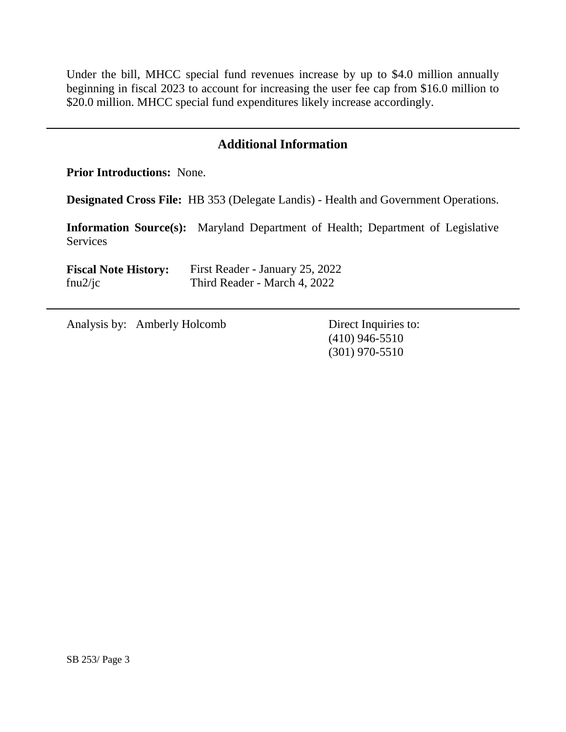Under the bill, MHCC special fund revenues increase by up to $4.0 million annually beginning in fiscal 2023 to account for increasing the user fee cap from $16.0 million to $20.0 million. MHCC special fund expenditures likely increase accordingly.

## Additional Information

**Prior Introductions:** None.

**Designated Cross File:** HB 353 (Delegate Landis) - Health and Government Operations.

**Information Source(s):** Maryland Department of Health; Department of Legislative Services

**Fiscal Note History:** First Reader - January 25, 2022
fnu2/jc Third Reader - March 4, 2022

Analysis by: Amberly Holcomb

Direct Inquiries to:
(410) 946-5510
(301) 970-5510